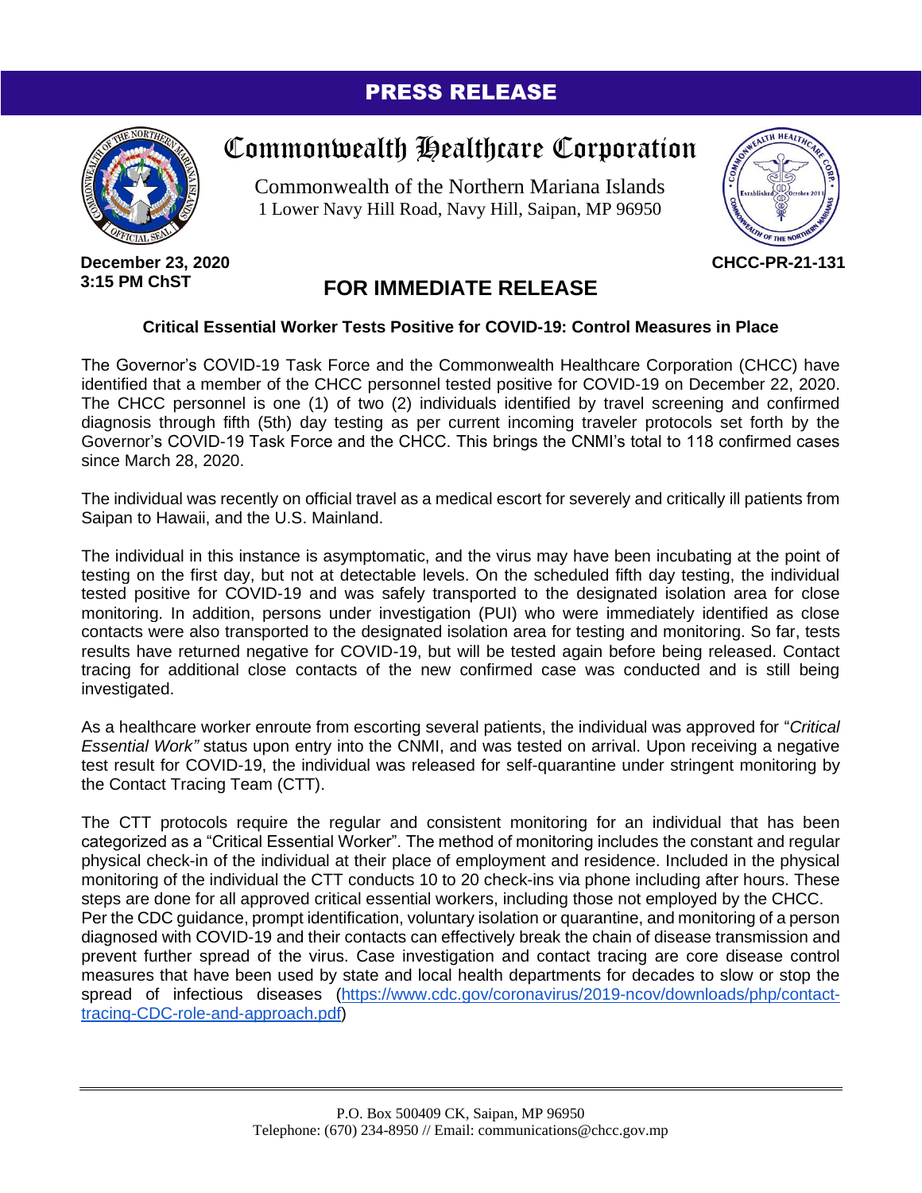# PRESS RELEASE

# Commonwealth Healthcare Corporation

Commonwealth of the Northern Mariana Islands
1 Lower Navy Hill Road, Navy Hill, Saipan, MP 96950

**December 23, 2020**
**3:15 PM ChST**

**CHCC-PR-21-131**

## FOR IMMEDIATE RELEASE

### Critical Essential Worker Tests Positive for COVID-19: Control Measures in Place

The Governor's COVID-19 Task Force and the Commonwealth Healthcare Corporation (CHCC) have identified that a member of the CHCC personnel tested positive for COVID-19 on December 22, 2020. The CHCC personnel is one (1) of two (2) individuals identified by travel screening and confirmed diagnosis through fifth (5th) day testing as per current incoming traveler protocols set forth by the Governor's COVID-19 Task Force and the CHCC. This brings the CNMI's total to 118 confirmed cases since March 28, 2020.

The individual was recently on official travel as a medical escort for severely and critically ill patients from Saipan to Hawaii, and the U.S. Mainland.

The individual in this instance is asymptomatic, and the virus may have been incubating at the point of testing on the first day, but not at detectable levels. On the scheduled fifth day testing, the individual tested positive for COVID-19 and was safely transported to the designated isolation area for close monitoring. In addition, persons under investigation (PUI) who were immediately identified as close contacts were also transported to the designated isolation area for testing and monitoring. So far, tests results have returned negative for COVID-19, but will be tested again before being released. Contact tracing for additional close contacts of the new confirmed case was conducted and is still being investigated.

As a healthcare worker enroute from escorting several patients, the individual was approved for "*Critical Essential Work"* status upon entry into the CNMI, and was tested on arrival. Upon receiving a negative test result for COVID-19, the individual was released for self-quarantine under stringent monitoring by the Contact Tracing Team (CTT).

The CTT protocols require the regular and consistent monitoring for an individual that has been categorized as a "Critical Essential Worker". The method of monitoring includes the constant and regular physical check-in of the individual at their place of employment and residence. Included in the physical monitoring of the individual the CTT conducts 10 to 20 check-ins via phone including after hours. These steps are done for all approved critical essential workers, including those not employed by the CHCC.
Per the CDC guidance, prompt identification, voluntary isolation or quarantine, and monitoring of a person diagnosed with COVID-19 and their contacts can effectively break the chain of disease transmission and prevent further spread of the virus. Case investigation and contact tracing are core disease control measures that have been used by state and local health departments for decades to slow or stop the spread of infectious diseases ([https://www.cdc.gov/coronavirus/2019-ncov/downloads/php/contact-tracing-CDC-role-and-approach.pdf](https://www.cdc.gov/coronavirus/2019-ncov/downloads/php/contact-tracing-CDC-role-and-approach.pdf))

P.O. Box 500409 CK, Saipan, MP 96950
Telephone: (670) 234-8950 // Email: communications@chcc.gov.mp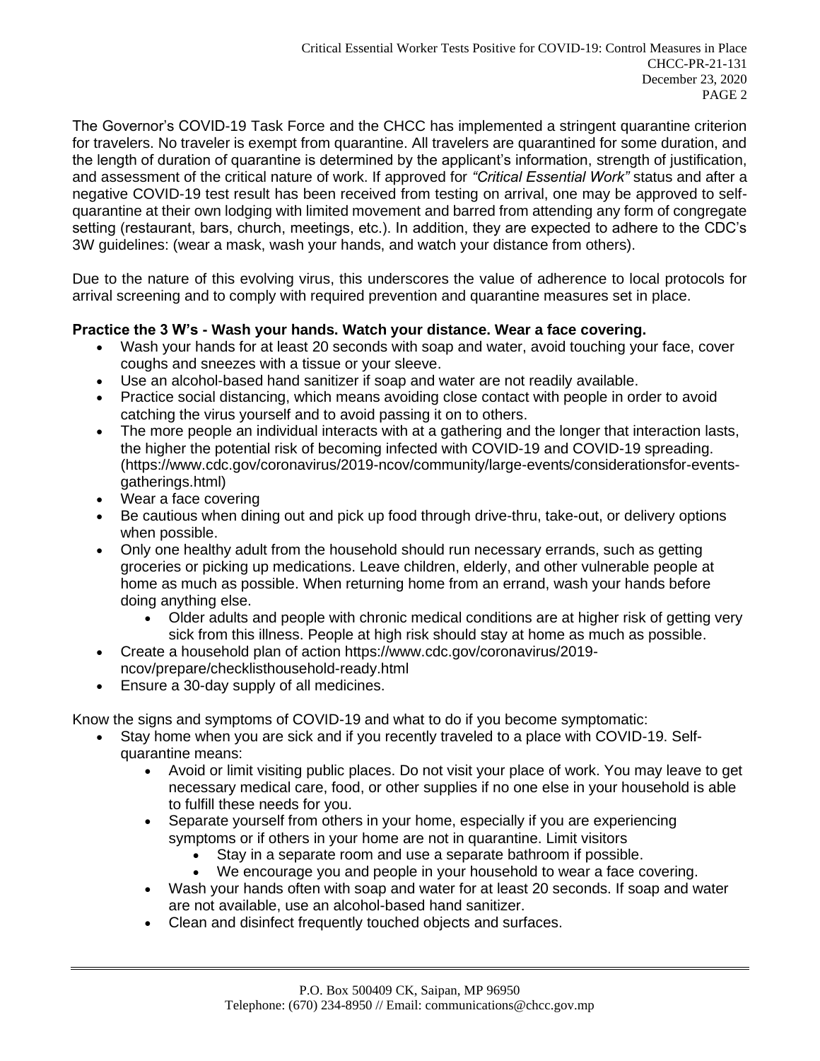The Governor's COVID-19 Task Force and the CHCC has implemented a stringent quarantine criterion for travelers. No traveler is exempt from quarantine. All travelers are quarantined for some duration, and the length of duration of quarantine is determined by the applicant's information, strength of justification, and assessment of the critical nature of work. If approved for *"Critical Essential Work"* status and after a negative COVID-19 test result has been received from testing on arrival, one may be approved to self-quarantine at their own lodging with limited movement and barred from attending any form of congregate setting (restaurant, bars, church, meetings, etc.). In addition, they are expected to adhere to the CDC's 3W guidelines: (wear a mask, wash your hands, and watch your distance from others).

Due to the nature of this evolving virus, this underscores the value of adherence to local protocols for arrival screening and to comply with required prevention and quarantine measures set in place.

**Practice the 3 W's - Wash your hands. Watch your distance. Wear a face covering.**

- Wash your hands for at least 20 seconds with soap and water, avoid touching your face, cover coughs and sneezes with a tissue or your sleeve.
- Use an alcohol-based hand sanitizer if soap and water are not readily available.
- Practice social distancing, which means avoiding close contact with people in order to avoid catching the virus yourself and to avoid passing it on to others.
- The more people an individual interacts with at a gathering and the longer that interaction lasts, the higher the potential risk of becoming infected with COVID-19 and COVID-19 spreading. (https://www.cdc.gov/coronavirus/2019-ncov/community/large-events/considerationsfor-events-gatherings.html)
- Wear a face covering
- Be cautious when dining out and pick up food through drive-thru, take-out, or delivery options when possible.
- Only one healthy adult from the household should run necessary errands, such as getting groceries or picking up medications. Leave children, elderly, and other vulnerable people at home as much as possible. When returning home from an errand, wash your hands before doing anything else.
    - Older adults and people with chronic medical conditions are at higher risk of getting very sick from this illness. People at high risk should stay at home as much as possible.
- Create a household plan of action https://www.cdc.gov/coronavirus/2019-ncov/prepare/checklisthousehold-ready.html
- Ensure a 30-day supply of all medicines.

Know the signs and symptoms of COVID-19 and what to do if you become symptomatic:

- Stay home when you are sick and if you recently traveled to a place with COVID-19. Self-quarantine means:
    - Avoid or limit visiting public places. Do not visit your place of work. You may leave to get necessary medical care, food, or other supplies if no one else in your household is able to fulfill these needs for you.
    - Separate yourself from others in your home, especially if you are experiencing symptoms or if others in your home are not in quarantine. Limit visitors
        - Stay in a separate room and use a separate bathroom if possible.
        - We encourage you and people in your household to wear a face covering.
    - Wash your hands often with soap and water for at least 20 seconds. If soap and water are not available, use an alcohol-based hand sanitizer.
    - Clean and disinfect frequently touched objects and surfaces.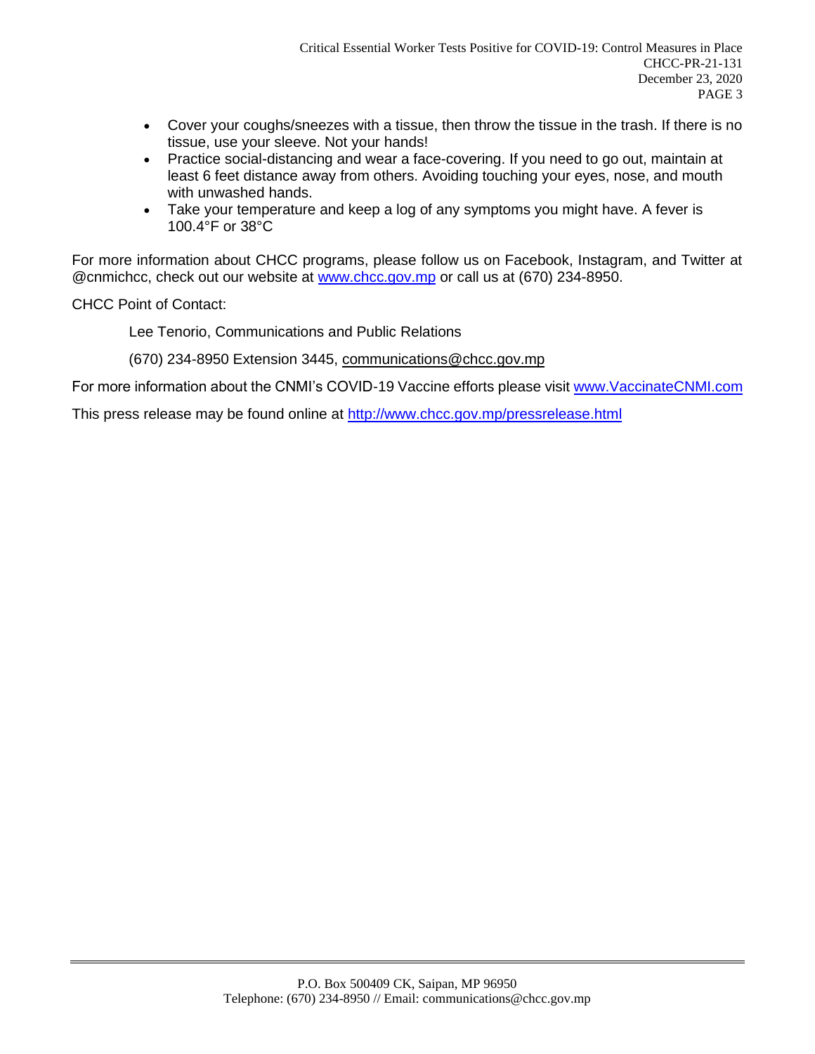- Cover your coughs/sneezes with a tissue, then throw the tissue in the trash. If there is no tissue, use your sleeve. Not your hands!
- Practice social-distancing and wear a face-covering. If you need to go out, maintain at least 6 feet distance away from others. Avoiding touching your eyes, nose, and mouth with unwashed hands.
- Take your temperature and keep a log of any symptoms you might have. A fever is 100.4°F or 38°C

For more information about CHCC programs, please follow us on Facebook, Instagram, and Twitter at @cnmichcc, check out our website at www.chcc.gov.mp or call us at (670) 234-8950.

CHCC Point of Contact:

Lee Tenorio, Communications and Public Relations

(670) 234-8950 Extension 3445, communications@chcc.gov.mp

For more information about the CNMI's COVID-19 Vaccine efforts please visit www.VaccinateCNMI.com

This press release may be found online at http://www.chcc.gov.mp/pressrelease.html